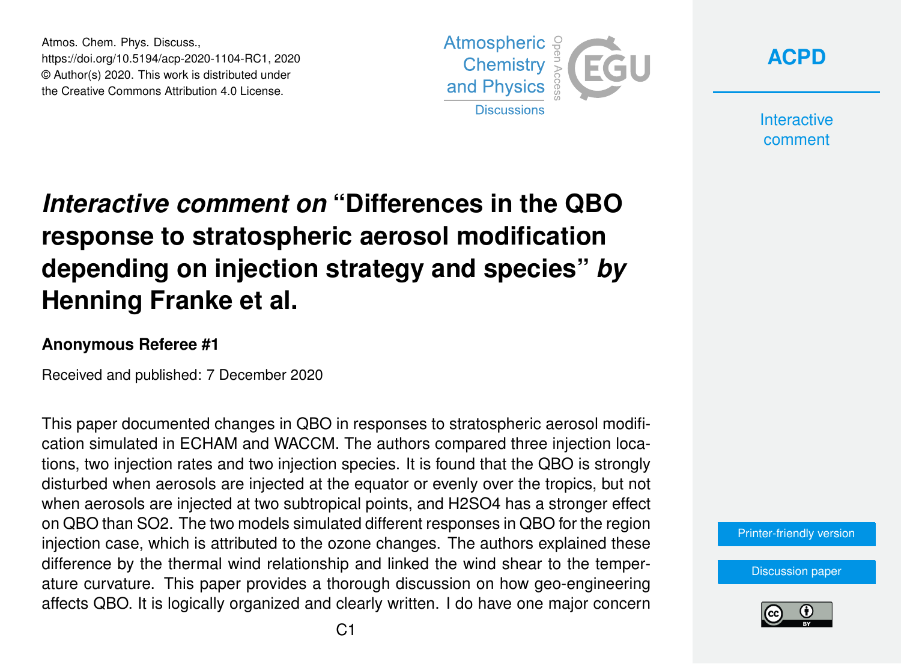# *Interactive comment on* "Differences in the QBO response to stratospheric aerosol modification depending on injection strategy and species" *by* Henning Franke et al.

**Anonymous Referee #1**

Received and published: 7 December 2020

This paper documented changes in QBO in responses to stratospheric aerosol modification simulated in ECHAM and WACCM. The authors compared three injection locations, two injection rates and two injection species. It is found that the QBO is strongly disturbed when aerosols are injected at the equator or evenly over the tropics, but not when aerosols are injected at two subtropical points, and H2SO4 has a stronger effect on QBO than SO2. The two models simulated different responses in QBO for the region injection case, which is attributed to the ozone changes. The authors explained these difference by the thermal wind relationship and linked the wind shear to the temperature curvature. This paper provides a thorough discussion on how geo-engineering affects QBO. It is logically organized and clearly written. I do have one major concern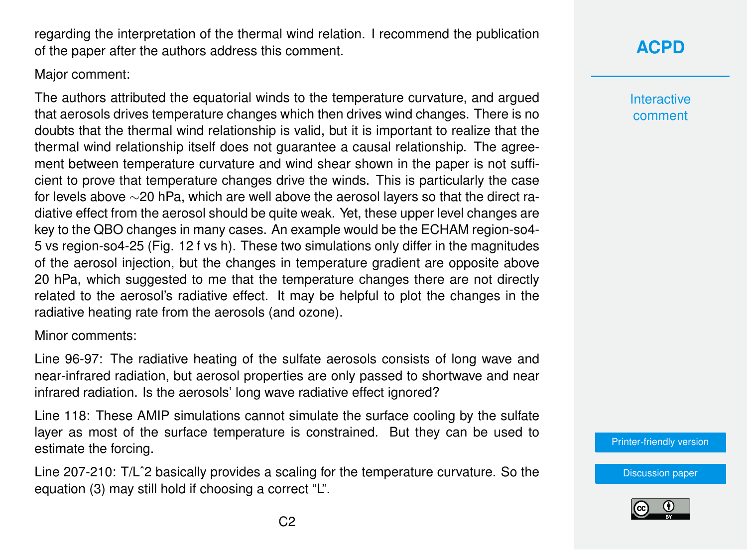regarding the interpretation of the thermal wind relation. I recommend the publication of the paper after the authors address this comment.

Major comment:

The authors attributed the equatorial winds to the temperature curvature, and argued that aerosols drives temperature changes which then drives wind changes. There is no doubts that the thermal wind relationship is valid, but it is important to realize that the thermal wind relationship itself does not guarantee a causal relationship. The agreement between temperature curvature and wind shear shown in the paper is not sufficient to prove that temperature changes drive the winds. This is particularly the case for levels above ∼20 hPa, which are well above the aerosol layers so that the direct radiative effect from the aerosol should be quite weak. Yet, these upper level changes are key to the QBO changes in many cases. An example would be the ECHAM region-so4-5 vs region-so4-25 (Fig. 12 f vs h). These two simulations only differ in the magnitudes of the aerosol injection, but the changes in temperature gradient are opposite above 20 hPa, which suggested to me that the temperature changes there are not directly related to the aerosol's radiative effect. It may be helpful to plot the changes in the radiative heating rate from the aerosols (and ozone).

Minor comments:

Line 96-97: The radiative heating of the sulfate aerosols consists of long wave and near-infrared radiation, but aerosol properties are only passed to shortwave and near infrared radiation. Is the aerosols' long wave radiative effect ignored?

Line 118: These AMIP simulations cannot simulate the surface cooling by the sulfate layer as most of the surface temperature is constrained. But they can be used to estimate the forcing.

Line 207-210: T/Lˆ2 basically provides a scaling for the temperature curvature. So the equation (3) may still hold if choosing a correct "L".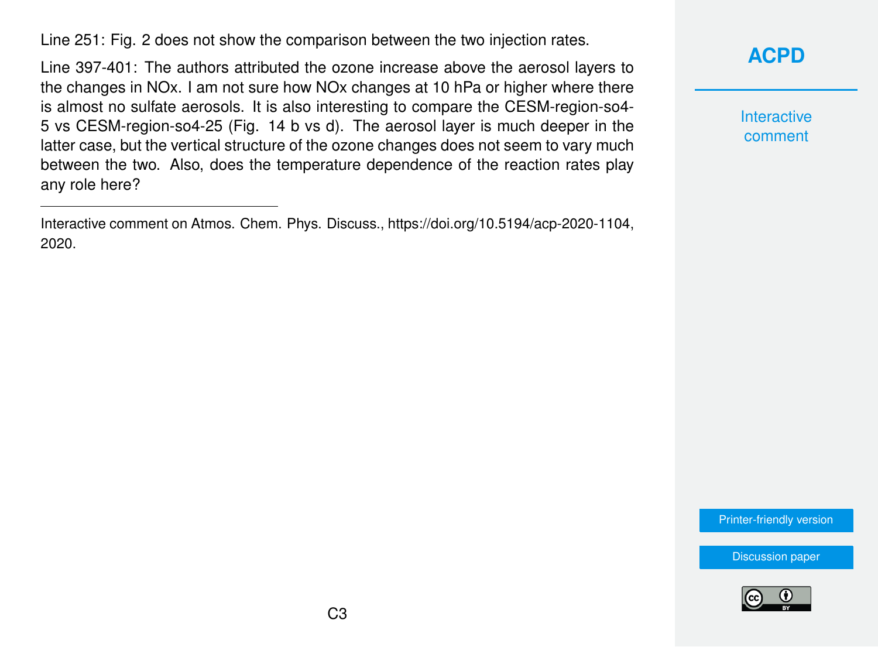Line 251: Fig. 2 does not show the comparison between the two injection rates.

Line 397-401: The authors attributed the ozone increase above the aerosol layers to the changes in NOx. I am not sure how NOx changes at 10 hPa or higher where there is almost no sulfate aerosols. It is also interesting to compare the CESM-region-so4-5 vs CESM-region-so4-25 (Fig. 14 b vs d). The aerosol layer is much deeper in the latter case, but the vertical structure of the ozone changes does not seem to vary much between the two. Also, does the temperature dependence of the reaction rates play any role here?

---

Interactive comment on Atmos. Chem. Phys. Discuss., https://doi.org/10.5194/acp-2020-1104, 2020.